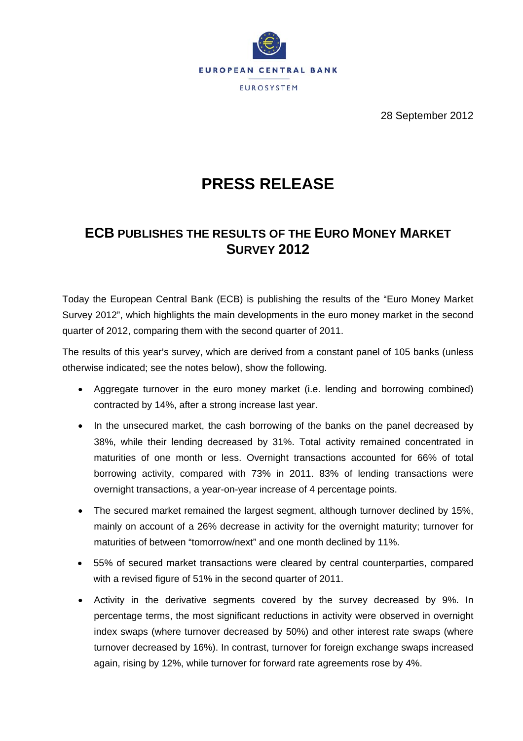EUROPEAN CENTRAL BANK

EUROSYSTEM

28 September 2012

# PRESS RELEASE

## ECB PUBLISHES THE RESULTS OF THE EURO MONEY MARKET SURVEY 2012

Today the European Central Bank (ECB) is publishing the results of the "Euro Money Market Survey 2012", which highlights the main developments in the euro money market in the second quarter of 2012, comparing them with the second quarter of 2011.

The results of this year's survey, which are derived from a constant panel of 105 banks (unless otherwise indicated; see the notes below), show the following.

- Aggregate turnover in the euro money market (i.e. lending and borrowing combined) contracted by 14%, after a strong increase last year.
- In the unsecured market, the cash borrowing of the banks on the panel decreased by 38%, while their lending decreased by 31%. Total activity remained concentrated in maturities of one month or less. Overnight transactions accounted for 66% of total borrowing activity, compared with 73% in 2011. 83% of lending transactions were overnight transactions, a year-on-year increase of 4 percentage points.
- The secured market remained the largest segment, although turnover declined by 15%, mainly on account of a 26% decrease in activity for the overnight maturity; turnover for maturities of between "tomorrow/next" and one month declined by 11%.
- 55% of secured market transactions were cleared by central counterparties, compared with a revised figure of 51% in the second quarter of 2011.
- Activity in the derivative segments covered by the survey decreased by 9%. In percentage terms, the most significant reductions in activity were observed in overnight index swaps (where turnover decreased by 50%) and other interest rate swaps (where turnover decreased by 16%). In contrast, turnover for foreign exchange swaps increased again, rising by 12%, while turnover for forward rate agreements rose by 4%.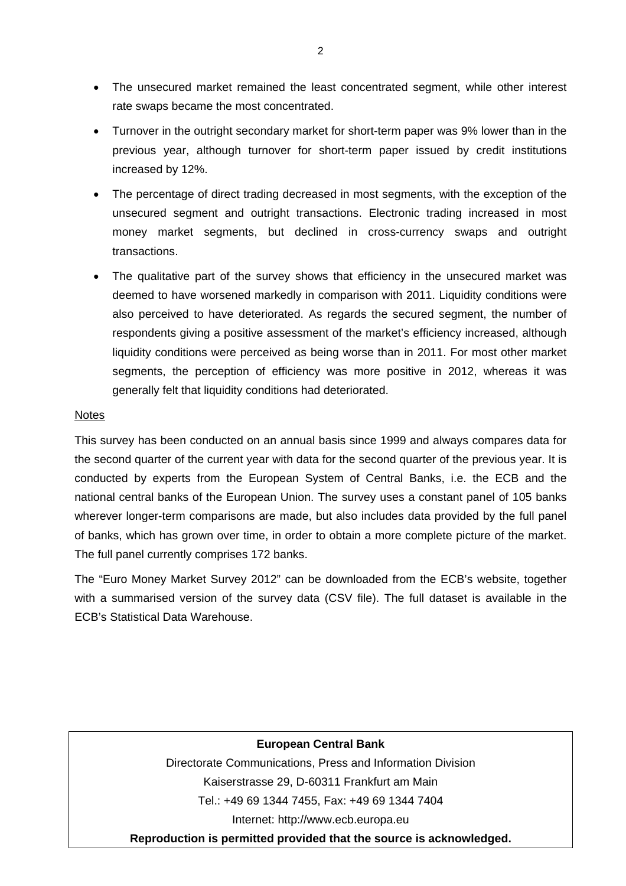- The unsecured market remained the least concentrated segment, while other interest rate swaps became the most concentrated.
- Turnover in the outright secondary market for short-term paper was 9% lower than in the previous year, although turnover for short-term paper issued by credit institutions increased by 12%.
- The percentage of direct trading decreased in most segments, with the exception of the unsecured segment and outright transactions. Electronic trading increased in most money market segments, but declined in cross-currency swaps and outright transactions.
- The qualitative part of the survey shows that efficiency in the unsecured market was deemed to have worsened markedly in comparison with 2011. Liquidity conditions were also perceived to have deteriorated. As regards the secured segment, the number of respondents giving a positive assessment of the market's efficiency increased, although liquidity conditions were perceived as being worse than in 2011. For most other market segments, the perception of efficiency was more positive in 2012, whereas it was generally felt that liquidity conditions had deteriorated.

Notes

This survey has been conducted on an annual basis since 1999 and always compares data for the second quarter of the current year with data for the second quarter of the previous year. It is conducted by experts from the European System of Central Banks, i.e. the ECB and the national central banks of the European Union. The survey uses a constant panel of 105 banks wherever longer-term comparisons are made, but also includes data provided by the full panel of banks, which has grown over time, in order to obtain a more complete picture of the market. The full panel currently comprises 172 banks.

The "Euro Money Market Survey 2012" can be downloaded from the ECB's website, together with a summarised version of the survey data (CSV file). The full dataset is available in the ECB's Statistical Data Warehouse.

**European Central Bank**

Directorate Communications, Press and Information Division

Kaiserstrasse 29, D-60311 Frankfurt am Main

Tel.: +49 69 1344 7455, Fax: +49 69 1344 7404

Internet: http://www.ecb.europa.eu

**Reproduction is permitted provided that the source is acknowledged.**